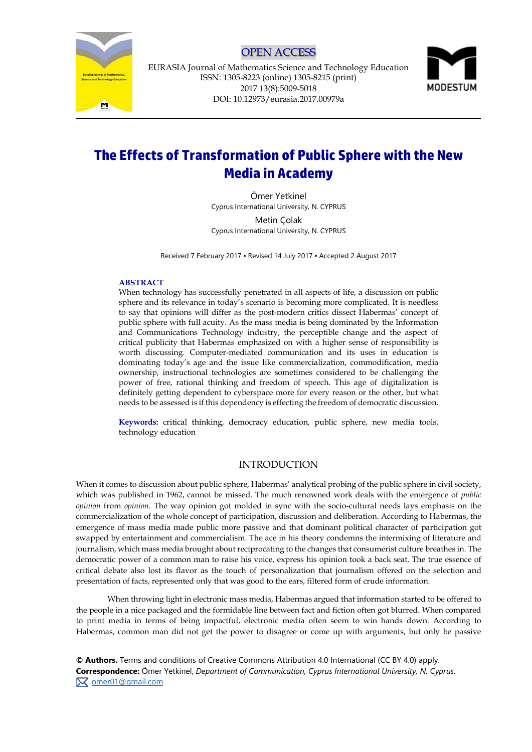OPEN ACCESS

EURASIA Journal of Mathematics Science and Technology Education
ISSN: 1305-8223 (online) 1305-8215 (print)
2017 13(8):5009-5018
DOI: 10.12973/eurasia.2017.00979a

# The Effects of Transformation of Public Sphere with the New Media in Academy

Ömer Yetkinel
Cyprus International University, N. CYPRUS

Metin Çolak
Cyprus International University, N. CYPRUS

Received 7 February 2017 ▪ Revised 14 July 2017 ▪ Accepted 2 August 2017

## ABSTRACT

When technology has successfully penetrated in all aspects of life, a discussion on public sphere and its relevance in today's scenario is becoming more complicated. It is needless to say that opinions will differ as the post-modern critics dissect Habermas' concept of public sphere with full acuity. As the mass media is being dominated by the Information and Communications Technology industry, the perceptible change and the aspect of critical publicity that Habermas emphasized on with a higher sense of responsibility is worth discussing. Computer-mediated communication and its uses in education is dominating today's age and the issue like commercialization, commodification, media ownership, instructional technologies are sometimes considered to be challenging the power of free, rational thinking and freedom of speech. This age of digitalization is definitely getting dependent to cyberspace more for every reason or the other, but what needs to be assessed is if this dependency is effecting the freedom of democratic discussion.

**Keywords:** critical thinking, democracy education, public sphere, new media tools, technology education

## INTRODUCTION

When it comes to discussion about public sphere, Habermas' analytical probing of the public sphere in civil society, which was published in 1962, cannot be missed. The much renowned work deals with the emergence of *public opinion* from *opinion*. The way opinion got molded in sync with the socio-cultural needs lays emphasis on the commercialization of the whole concept of participation, discussion and deliberation. According to Habermas, the emergence of mass media made public more passive and that dominant political character of participation got swapped by entertainment and commercialism. The ace in his theory condemns the intermixing of literature and journalism, which mass media brought about reciprocating to the changes that consumerist culture breathes in. The democratic power of a common man to raise his voice, express his opinion took a back seat. The true essence of critical debate also lost its flavor as the touch of personalization that journalism offered on the selection and presentation of facts, represented only that was good to the ears, filtered form of crude information.

When throwing light in electronic mass media, Habermas argued that information started to be offered to the people in a nice packaged and the formidable line between fact and fiction often got blurred. When compared to print media in terms of being impactful, electronic media often seem to win hands down. According to Habermas, common man did not get the power to disagree or come up with arguments, but only be passive

**© Authors.** Terms and conditions of Creative Commons Attribution 4.0 International (CC BY 4.0) apply.
**Correspondence:** Ömer Yetkinel, *Department of Communication, Cyprus International University, N. Cyprus.*
omer01@gmail.com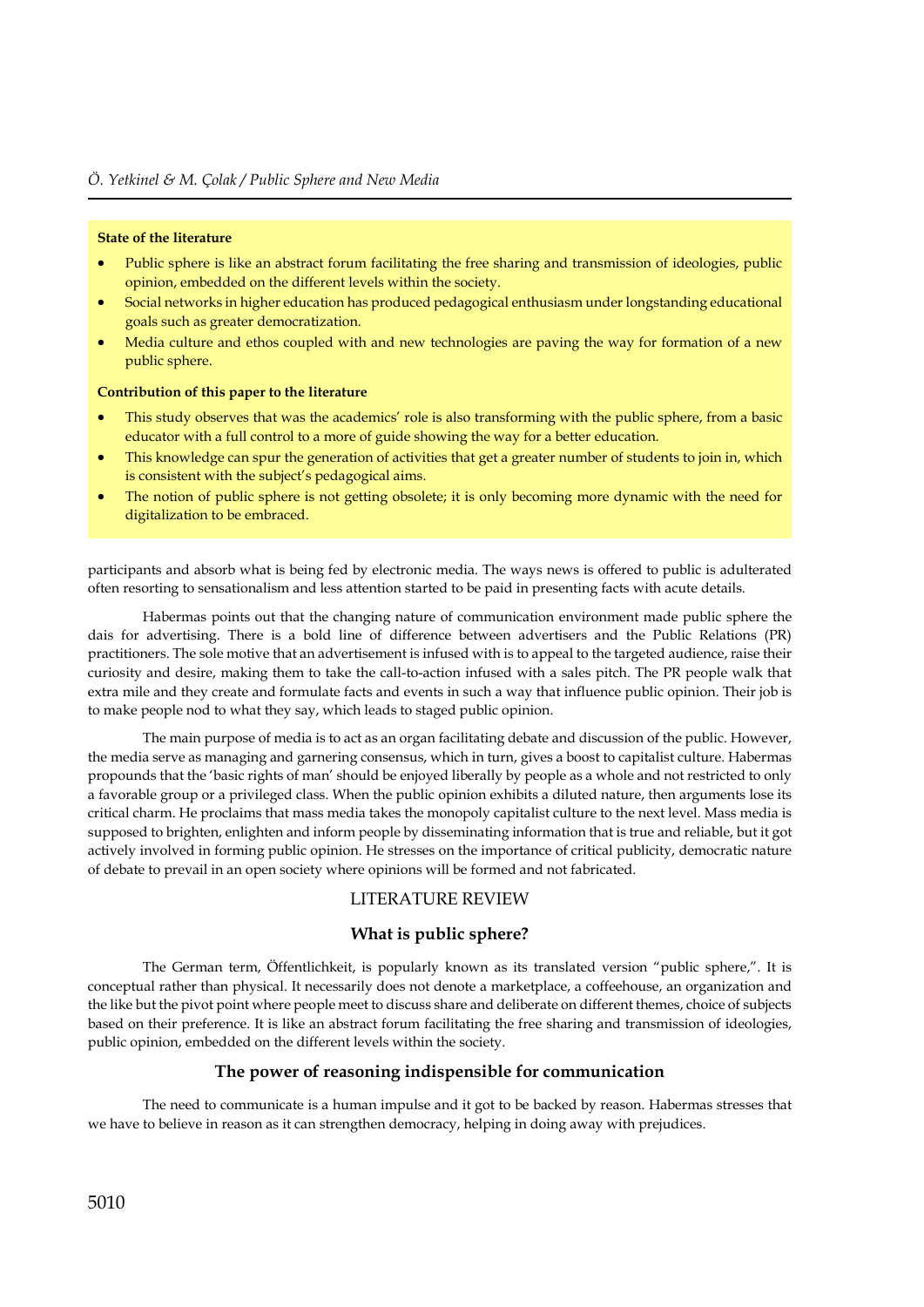**State of the literature**

- Public sphere is like an abstract forum facilitating the free sharing and transmission of ideologies, public opinion, embedded on the different levels within the society.
- Social networks in higher education has produced pedagogical enthusiasm under longstanding educational goals such as greater democratization.
- Media culture and ethos coupled with and new technologies are paving the way for formation of a new public sphere.

**Contribution of this paper to the literature**

- This study observes that was the academics' role is also transforming with the public sphere, from a basic educator with a full control to a more of guide showing the way for a better education.
- This knowledge can spur the generation of activities that get a greater number of students to join in, which is consistent with the subject's pedagogical aims.
- The notion of public sphere is not getting obsolete; it is only becoming more dynamic with the need for digitalization to be embraced.

participants and absorb what is being fed by electronic media. The ways news is offered to public is adulterated often resorting to sensationalism and less attention started to be paid in presenting facts with acute details.

Habermas points out that the changing nature of communication environment made public sphere the dais for advertising. There is a bold line of difference between advertisers and the Public Relations (PR) practitioners. The sole motive that an advertisement is infused with is to appeal to the targeted audience, raise their curiosity and desire, making them to take the call-to-action infused with a sales pitch. The PR people walk that extra mile and they create and formulate facts and events in such a way that influence public opinion. Their job is to make people nod to what they say, which leads to staged public opinion.

The main purpose of media is to act as an organ facilitating debate and discussion of the public. However, the media serve as managing and garnering consensus, which in turn, gives a boost to capitalist culture. Habermas propounds that the 'basic rights of man' should be enjoyed liberally by people as a whole and not restricted to only a favorable group or a privileged class. When the public opinion exhibits a diluted nature, then arguments lose its critical charm. He proclaims that mass media takes the monopoly capitalist culture to the next level. Mass media is supposed to brighten, enlighten and inform people by disseminating information that is true and reliable, but it got actively involved in forming public opinion. He stresses on the importance of critical publicity, democratic nature of debate to prevail in an open society where opinions will be formed and not fabricated.

## LITERATURE REVIEW

### What is public sphere?

The German term, Öffentlichkeit, is popularly known as its translated version "public sphere,". It is conceptual rather than physical. It necessarily does not denote a marketplace, a coffeehouse, an organization and the like but the pivot point where people meet to discuss share and deliberate on different themes, choice of subjects based on their preference. It is like an abstract forum facilitating the free sharing and transmission of ideologies, public opinion, embedded on the different levels within the society.

### The power of reasoning indispensible for communication

The need to communicate is a human impulse and it got to be backed by reason. Habermas stresses that we have to believe in reason as it can strengthen democracy, helping in doing away with prejudices.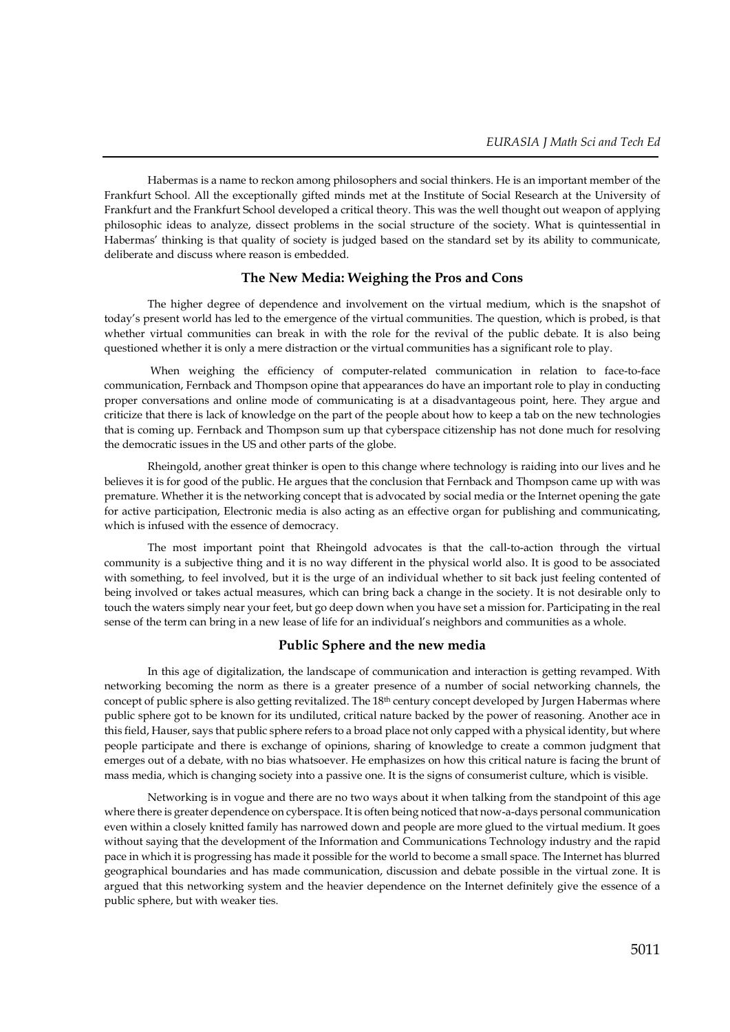Habermas is a name to reckon among philosophers and social thinkers. He is an important member of the Frankfurt School. All the exceptionally gifted minds met at the Institute of Social Research at the University of Frankfurt and the Frankfurt School developed a critical theory. This was the well thought out weapon of applying philosophic ideas to analyze, dissect problems in the social structure of the society. What is quintessential in Habermas' thinking is that quality of society is judged based on the standard set by its ability to communicate, deliberate and discuss where reason is embedded.

## The New Media: Weighing the Pros and Cons

The higher degree of dependence and involvement on the virtual medium, which is the snapshot of today's present world has led to the emergence of the virtual communities. The question, which is probed, is that whether virtual communities can break in with the role for the revival of the public debate. It is also being questioned whether it is only a mere distraction or the virtual communities has a significant role to play.

When weighing the efficiency of computer-related communication in relation to face-to-face communication, Fernback and Thompson opine that appearances do have an important role to play in conducting proper conversations and online mode of communicating is at a disadvantageous point, here. They argue and criticize that there is lack of knowledge on the part of the people about how to keep a tab on the new technologies that is coming up. Fernback and Thompson sum up that cyberspace citizenship has not done much for resolving the democratic issues in the US and other parts of the globe.

Rheingold, another great thinker is open to this change where technology is raiding into our lives and he believes it is for good of the public. He argues that the conclusion that Fernback and Thompson came up with was premature. Whether it is the networking concept that is advocated by social media or the Internet opening the gate for active participation, Electronic media is also acting as an effective organ for publishing and communicating, which is infused with the essence of democracy.

The most important point that Rheingold advocates is that the call-to-action through the virtual community is a subjective thing and it is no way different in the physical world also. It is good to be associated with something, to feel involved, but it is the urge of an individual whether to sit back just feeling contented of being involved or takes actual measures, which can bring back a change in the society. It is not desirable only to touch the waters simply near your feet, but go deep down when you have set a mission for. Participating in the real sense of the term can bring in a new lease of life for an individual's neighbors and communities as a whole.

## Public Sphere and the new media

In this age of digitalization, the landscape of communication and interaction is getting revamped. With networking becoming the norm as there is a greater presence of a number of social networking channels, the concept of public sphere is also getting revitalized. The 18th century concept developed by Jurgen Habermas where public sphere got to be known for its undiluted, critical nature backed by the power of reasoning. Another ace in this field, Hauser, says that public sphere refers to a broad place not only capped with a physical identity, but where people participate and there is exchange of opinions, sharing of knowledge to create a common judgment that emerges out of a debate, with no bias whatsoever. He emphasizes on how this critical nature is facing the brunt of mass media, which is changing society into a passive one. It is the signs of consumerist culture, which is visible.

Networking is in vogue and there are no two ways about it when talking from the standpoint of this age where there is greater dependence on cyberspace. It is often being noticed that now-a-days personal communication even within a closely knitted family has narrowed down and people are more glued to the virtual medium. It goes without saying that the development of the Information and Communications Technology industry and the rapid pace in which it is progressing has made it possible for the world to become a small space. The Internet has blurred geographical boundaries and has made communication, discussion and debate possible in the virtual zone. It is argued that this networking system and the heavier dependence on the Internet definitely give the essence of a public sphere, but with weaker ties.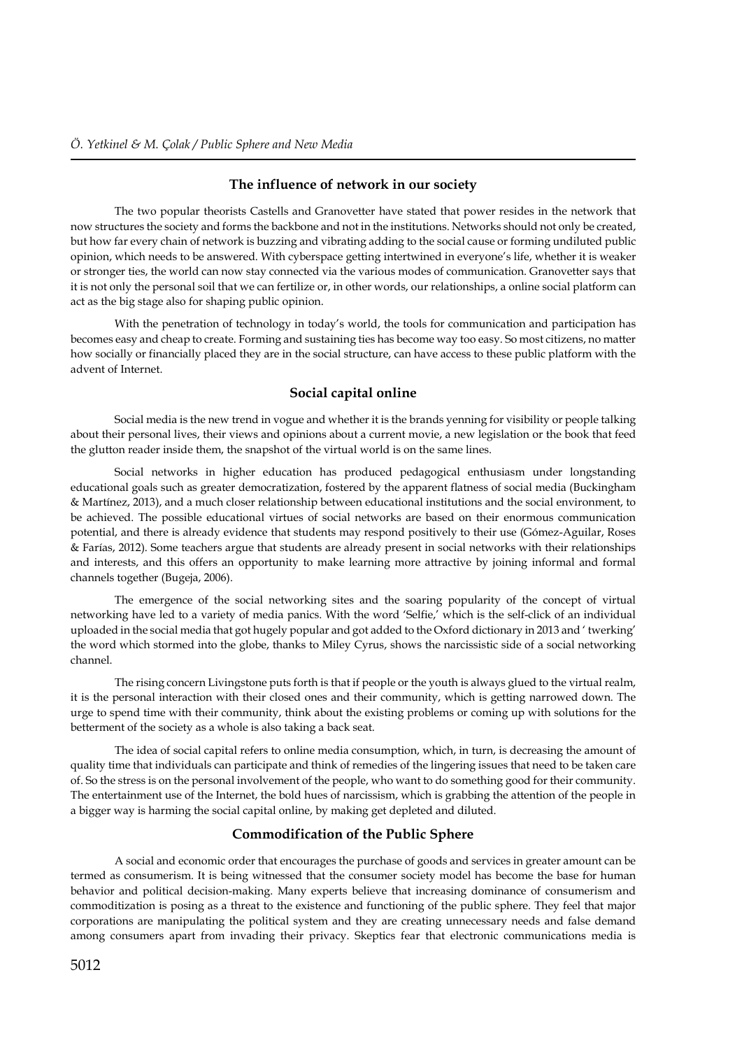## The influence of network in our society

The two popular theorists Castells and Granovetter have stated that power resides in the network that now structures the society and forms the backbone and not in the institutions. Networks should not only be created, but how far every chain of network is buzzing and vibrating adding to the social cause or forming undiluted public opinion, which needs to be answered. With cyberspace getting intertwined in everyone's life, whether it is weaker or stronger ties, the world can now stay connected via the various modes of communication. Granovetter says that it is not only the personal soil that we can fertilize or, in other words, our relationships, a online social platform can act as the big stage also for shaping public opinion.

With the penetration of technology in today's world, the tools for communication and participation has becomes easy and cheap to create. Forming and sustaining ties has become way too easy. So most citizens, no matter how socially or financially placed they are in the social structure, can have access to these public platform with the advent of Internet.

## Social capital online

Social media is the new trend in vogue and whether it is the brands yenning for visibility or people talking about their personal lives, their views and opinions about a current movie, a new legislation or the book that feed the glutton reader inside them, the snapshot of the virtual world is on the same lines.

Social networks in higher education has produced pedagogical enthusiasm under longstanding educational goals such as greater democratization, fostered by the apparent flatness of social media (Buckingham & Martínez, 2013), and a much closer relationship between educational institutions and the social environment, to be achieved. The possible educational virtues of social networks are based on their enormous communication potential, and there is already evidence that students may respond positively to their use (Gómez-Aguilar, Roses & Farías, 2012). Some teachers argue that students are already present in social networks with their relationships and interests, and this offers an opportunity to make learning more attractive by joining informal and formal channels together (Bugeja, 2006).

The emergence of the social networking sites and the soaring popularity of the concept of virtual networking have led to a variety of media panics. With the word 'Selfie,' which is the self-click of an individual uploaded in the social media that got hugely popular and got added to the Oxford dictionary in 2013 and ' twerking' the word which stormed into the globe, thanks to Miley Cyrus, shows the narcissistic side of a social networking channel.

The rising concern Livingstone puts forth is that if people or the youth is always glued to the virtual realm, it is the personal interaction with their closed ones and their community, which is getting narrowed down. The urge to spend time with their community, think about the existing problems or coming up with solutions for the betterment of the society as a whole is also taking a back seat.

The idea of social capital refers to online media consumption, which, in turn, is decreasing the amount of quality time that individuals can participate and think of remedies of the lingering issues that need to be taken care of. So the stress is on the personal involvement of the people, who want to do something good for their community. The entertainment use of the Internet, the bold hues of narcissism, which is grabbing the attention of the people in a bigger way is harming the social capital online, by making get depleted and diluted.

## Commodification of the Public Sphere

A social and economic order that encourages the purchase of goods and services in greater amount can be termed as consumerism. It is being witnessed that the consumer society model has become the base for human behavior and political decision-making. Many experts believe that increasing dominance of consumerism and commoditization is posing as a threat to the existence and functioning of the public sphere. They feel that major corporations are manipulating the political system and they are creating unnecessary needs and false demand among consumers apart from invading their privacy. Skeptics fear that electronic communications media is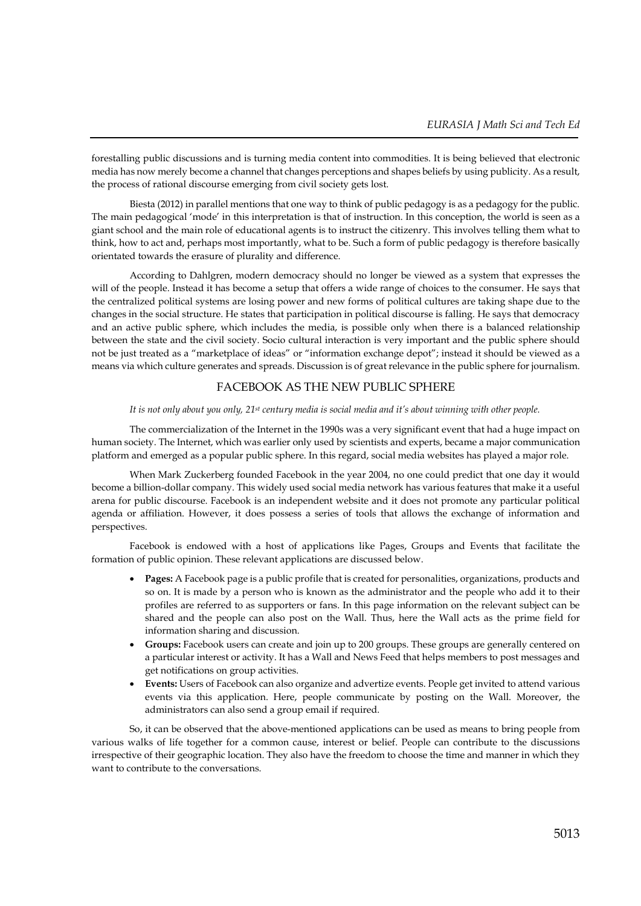forestalling public discussions and is turning media content into commodities. It is being believed that electronic media has now merely become a channel that changes perceptions and shapes beliefs by using publicity. As a result, the process of rational discourse emerging from civil society gets lost.

Biesta (2012) in parallel mentions that one way to think of public pedagogy is as a pedagogy for the public. The main pedagogical 'mode' in this interpretation is that of instruction. In this conception, the world is seen as a giant school and the main role of educational agents is to instruct the citizenry. This involves telling them what to think, how to act and, perhaps most importantly, what to be. Such a form of public pedagogy is therefore basically orientated towards the erasure of plurality and difference.

According to Dahlgren, modern democracy should no longer be viewed as a system that expresses the will of the people. Instead it has become a setup that offers a wide range of choices to the consumer. He says that the centralized political systems are losing power and new forms of political cultures are taking shape due to the changes in the social structure. He states that participation in political discourse is falling. He says that democracy and an active public sphere, which includes the media, is possible only when there is a balanced relationship between the state and the civil society. Socio cultural interaction is very important and the public sphere should not be just treated as a "marketplace of ideas" or "information exchange depot"; instead it should be viewed as a means via which culture generates and spreads. Discussion is of great relevance in the public sphere for journalism.

## FACEBOOK AS THE NEW PUBLIC SPHERE

*It is not only about you only, 21st century media is social media and it's about winning with other people.*

The commercialization of the Internet in the 1990s was a very significant event that had a huge impact on human society. The Internet, which was earlier only used by scientists and experts, became a major communication platform and emerged as a popular public sphere. In this regard, social media websites has played a major role.

When Mark Zuckerberg founded Facebook in the year 2004, no one could predict that one day it would become a billion-dollar company. This widely used social media network has various features that make it a useful arena for public discourse. Facebook is an independent website and it does not promote any particular political agenda or affiliation. However, it does possess a series of tools that allows the exchange of information and perspectives.

Facebook is endowed with a host of applications like Pages, Groups and Events that facilitate the formation of public opinion. These relevant applications are discussed below.

- **Pages:** A Facebook page is a public profile that is created for personalities, organizations, products and so on. It is made by a person who is known as the administrator and the people who add it to their profiles are referred to as supporters or fans. In this page information on the relevant subject can be shared and the people can also post on the Wall. Thus, here the Wall acts as the prime field for information sharing and discussion.
- **Groups:** Facebook users can create and join up to 200 groups. These groups are generally centered on a particular interest or activity. It has a Wall and News Feed that helps members to post messages and get notifications on group activities.
- **Events:** Users of Facebook can also organize and advertize events. People get invited to attend various events via this application. Here, people communicate by posting on the Wall. Moreover, the administrators can also send a group email if required.

So, it can be observed that the above-mentioned applications can be used as means to bring people from various walks of life together for a common cause, interest or belief. People can contribute to the discussions irrespective of their geographic location. They also have the freedom to choose the time and manner in which they want to contribute to the conversations.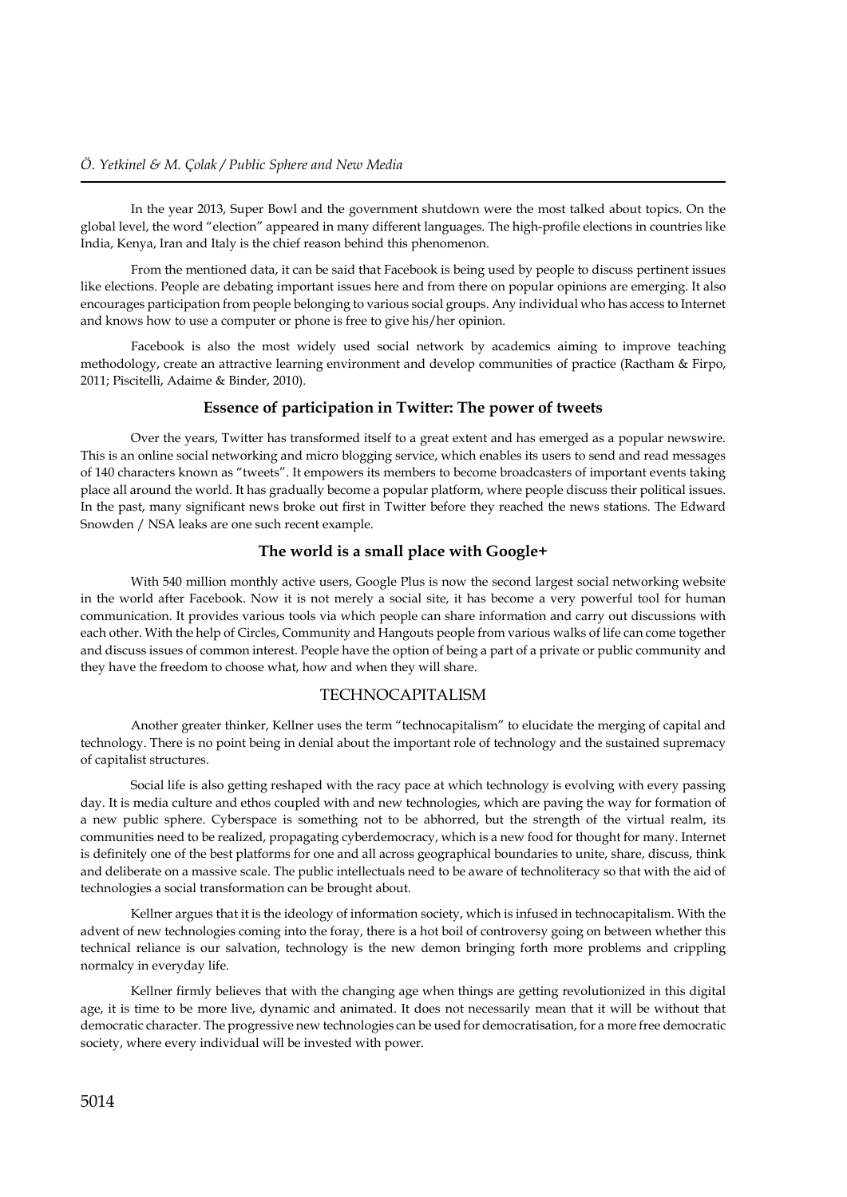In the year 2013, Super Bowl and the government shutdown were the most talked about topics. On the global level, the word "election" appeared in many different languages. The high-profile elections in countries like India, Kenya, Iran and Italy is the chief reason behind this phenomenon.

From the mentioned data, it can be said that Facebook is being used by people to discuss pertinent issues like elections. People are debating important issues here and from there on popular opinions are emerging. It also encourages participation from people belonging to various social groups. Any individual who has access to Internet and knows how to use a computer or phone is free to give his/her opinion.

Facebook is also the most widely used social network by academics aiming to improve teaching methodology, create an attractive learning environment and develop communities of practice (Ractham & Firpo, 2011; Piscitelli, Adaime & Binder, 2010).

### Essence of participation in Twitter: The power of tweets

Over the years, Twitter has transformed itself to a great extent and has emerged as a popular newswire. This is an online social networking and micro blogging service, which enables its users to send and read messages of 140 characters known as "tweets". It empowers its members to become broadcasters of important events taking place all around the world. It has gradually become a popular platform, where people discuss their political issues. In the past, many significant news broke out first in Twitter before they reached the news stations. The Edward Snowden / NSA leaks are one such recent example.

### The world is a small place with Google+

With 540 million monthly active users, Google Plus is now the second largest social networking website in the world after Facebook. Now it is not merely a social site, it has become a very powerful tool for human communication. It provides various tools via which people can share information and carry out discussions with each other. With the help of Circles, Community and Hangouts people from various walks of life can come together and discuss issues of common interest. People have the option of being a part of a private or public community and they have the freedom to choose what, how and when they will share.

## TECHNOCAPITALISM

Another greater thinker, Kellner uses the term "technocapitalism" to elucidate the merging of capital and technology. There is no point being in denial about the important role of technology and the sustained supremacy of capitalist structures.

Social life is also getting reshaped with the racy pace at which technology is evolving with every passing day. It is media culture and ethos coupled with and new technologies, which are paving the way for formation of a new public sphere. Cyberspace is something not to be abhorred, but the strength of the virtual realm, its communities need to be realized, propagating cyberdemocracy, which is a new food for thought for many. Internet is definitely one of the best platforms for one and all across geographical boundaries to unite, share, discuss, think and deliberate on a massive scale. The public intellectuals need to be aware of technoliteracy so that with the aid of technologies a social transformation can be brought about.

Kellner argues that it is the ideology of information society, which is infused in technocapitalism. With the advent of new technologies coming into the foray, there is a hot boil of controversy going on between whether this technical reliance is our salvation, technology is the new demon bringing forth more problems and crippling normalcy in everyday life.

Kellner firmly believes that with the changing age when things are getting revolutionized in this digital age, it is time to be more live, dynamic and animated. It does not necessarily mean that it will be without that democratic character. The progressive new technologies can be used for democratisation, for a more free democratic society, where every individual will be invested with power.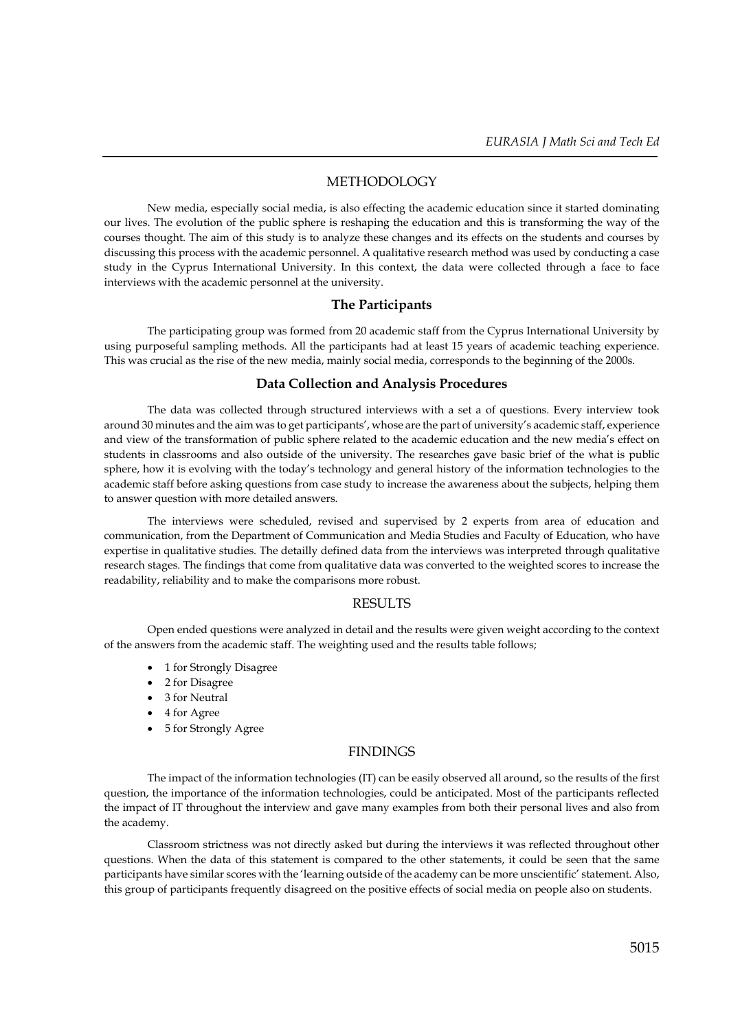## METHODOLOGY

New media, especially social media, is also effecting the academic education since it started dominating our lives. The evolution of the public sphere is reshaping the education and this is transforming the way of the courses thought. The aim of this study is to analyze these changes and its effects on the students and courses by discussing this process with the academic personnel. A qualitative research method was used by conducting a case study in the Cyprus International University. In this context, the data were collected through a face to face interviews with the academic personnel at the university.

### The Participants

The participating group was formed from 20 academic staff from the Cyprus International University by using purposeful sampling methods. All the participants had at least 15 years of academic teaching experience. This was crucial as the rise of the new media, mainly social media, corresponds to the beginning of the 2000s.

### Data Collection and Analysis Procedures

The data was collected through structured interviews with a set a of questions. Every interview took around 30 minutes and the aim was to get participants', whose are the part of university's academic staff, experience and view of the transformation of public sphere related to the academic education and the new media's effect on students in classrooms and also outside of the university. The researches gave basic brief of the what is public sphere, how it is evolving with the today's technology and general history of the information technologies to the academic staff before asking questions from case study to increase the awareness about the subjects, helping them to answer question with more detailed answers.

The interviews were scheduled, revised and supervised by 2 experts from area of education and communication, from the Department of Communication and Media Studies and Faculty of Education, who have expertise in qualitative studies. The detailly defined data from the interviews was interpreted through qualitative research stages. The findings that come from qualitative data was converted to the weighted scores to increase the readability, reliability and to make the comparisons more robust.

## RESULTS

Open ended questions were analyzed in detail and the results were given weight according to the context of the answers from the academic staff. The weighting used and the results table follows;

- 1 for Strongly Disagree
- 2 for Disagree
- 3 for Neutral
- 4 for Agree
- 5 for Strongly Agree

## FINDINGS

The impact of the information technologies (IT) can be easily observed all around, so the results of the first question, the importance of the information technologies, could be anticipated. Most of the participants reflected the impact of IT throughout the interview and gave many examples from both their personal lives and also from the academy.

Classroom strictness was not directly asked but during the interviews it was reflected throughout other questions. When the data of this statement is compared to the other statements, it could be seen that the same participants have similar scores with the 'learning outside of the academy can be more unscientific' statement. Also, this group of participants frequently disagreed on the positive effects of social media on people also on students.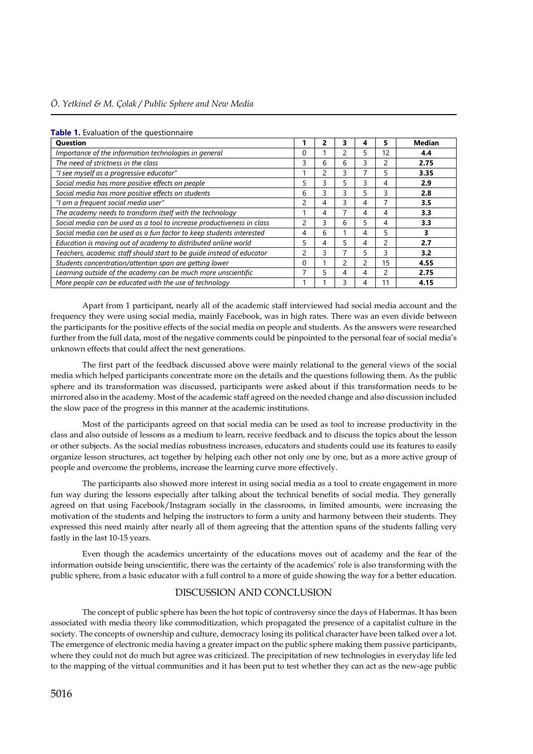**Table 1.** Evaluation of the questionnaire

| Question | 1 | 2 | 3 | 4 | 5 | Median |
|---|---|---|---|---|---|---|
| *Importance of the information technologies in general* | 0 | 1 | 2 | 5 | 12 | **4.4** |
| *The need of strictness in the class* | 3 | 6 | 6 | 3 | 2 | **2.75** |
| *"I see myself as a progressive educator"* | 1 | 2 | 3 | 7 | 5 | **3.35** |
| *Social media has more positive effects on people* | 5 | 3 | 5 | 3 | 4 | **2.9** |
| *Social media has more positive effects on students* | 6 | 3 | 3 | 5 | 3 | **2.8** |
| *"I am a frequent social media user"* | 2 | 4 | 3 | 4 | 7 | **3.5** |
| *The academy needs to transform itself with the technology* | 1 | 4 | 7 | 4 | 4 | **3.3** |
| *Social media can be used as a tool to increase productiveness in class* | 2 | 3 | 6 | 5 | 4 | **3.3** |
| *Social media can be used as a fun factor to keep students interested* | 4 | 6 | 1 | 4 | 5 | **3** |
| *Education is moving out of academy to distributed online world* | 5 | 4 | 5 | 4 | 2 | **2.7** |
| *Teachers, academic staff should start to be guide instead of educator* | 2 | 3 | 7 | 5 | 3 | **3.2** |
| *Students concentration/attention span are getting lower* | 0 | 1 | 2 | 2 | 15 | **4.55** |
| *Learning outside of the academy can be much more unscientific* | 7 | 5 | 4 | 4 | 2 | **2.75** |
| *More people can be educated with the use of technology* | 1 | 1 | 3 | 4 | 11 | **4.15** |

Apart from 1 participant, nearly all of the academic staff interviewed had social media account and the frequency they were using social media, mainly Facebook, was in high rates. There was an even divide between the participants for the positive effects of the social media on people and students. As the answers were researched further from the full data, most of the negative comments could be pinpointed to the personal fear of social media's unknown effects that could affect the next generations.

The first part of the feedback discussed above were mainly relational to the general views of the social media which helped participants concentrate more on the details and the questions following them. As the public sphere and its transformation was discussed, participants were asked about if this transformation needs to be mirrored also in the academy. Most of the academic staff agreed on the needed change and also discussion included the slow pace of the progress in this manner at the academic institutions.

Most of the participants agreed on that social media can be used as tool to increase productivity in the class and also outside of lessons as a medium to learn, receive feedback and to discuss the topics about the lesson or other subjects. As the social medias robustness increases, educators and students could use its features to easily organize lesson structures, act together by helping each other not only one by one, but as a more active group of people and overcome the problems, increase the learning curve more effectively.

The participants also showed more interest in using social media as a tool to create engagement in more fun way during the lessons especially after talking about the technical benefits of social media. They generally agreed on that using Facebook/Instagram socially in the classrooms, in limited amounts, were increasing the motivation of the students and helping the instructors to form a unity and harmony between their students. They expressed this need mainly after nearly all of them agreeing that the attention spans of the students falling very fastly in the last 10-15 years.

Even though the academics uncertainty of the educations moves out of academy and the fear of the information outside being unscientific, there was the certainty of the academics' role is also transforming with the public sphere, from a basic educator with a full control to a more of guide showing the way for a better education.

## DISCUSSION AND CONCLUSION

The concept of public sphere has been the hot topic of controversy since the days of Habermas. It has been associated with media theory like commoditization, which propagated the presence of a capitalist culture in the society. The concepts of ownership and culture, democracy losing its political character have been talked over a lot. The emergence of electronic media having a greater impact on the public sphere making them passive participants, where they could not do much but agree was criticized. The precipitation of new technologies in everyday life led to the mapping of the virtual communities and it has been put to test whether they can act as the new-age public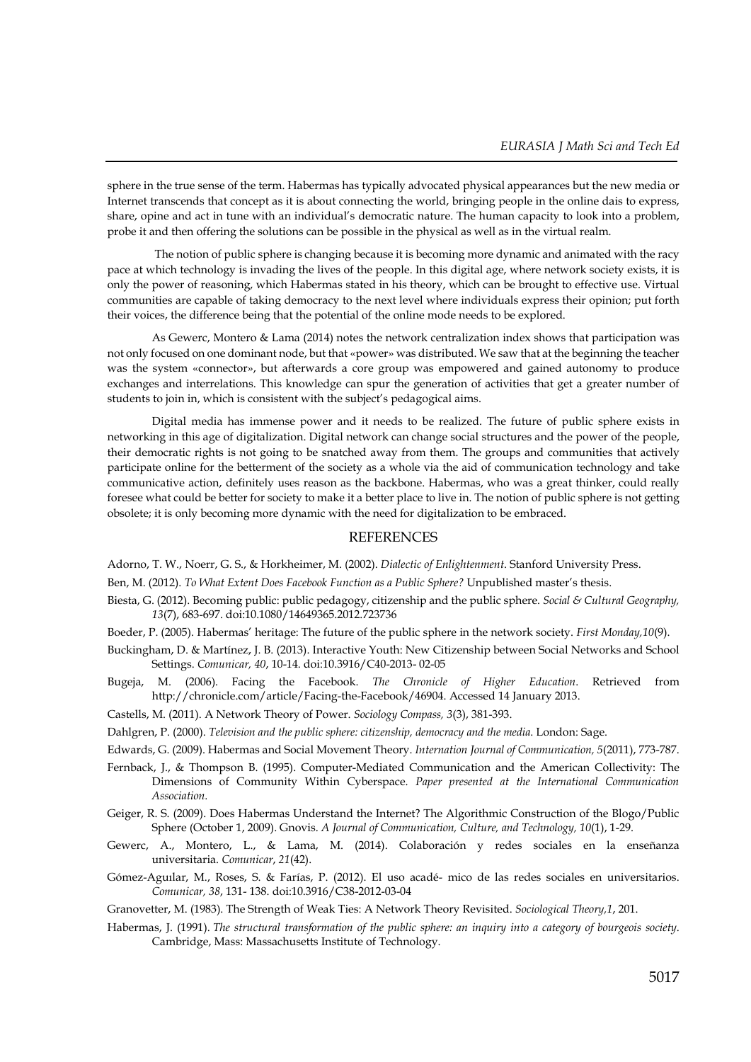sphere in the true sense of the term. Habermas has typically advocated physical appearances but the new media or Internet transcends that concept as it is about connecting the world, bringing people in the online dais to express, share, opine and act in tune with an individual's democratic nature. The human capacity to look into a problem, probe it and then offering the solutions can be possible in the physical as well as in the virtual realm.

The notion of public sphere is changing because it is becoming more dynamic and animated with the racy pace at which technology is invading the lives of the people. In this digital age, where network society exists, it is only the power of reasoning, which Habermas stated in his theory, which can be brought to effective use. Virtual communities are capable of taking democracy to the next level where individuals express their opinion; put forth their voices, the difference being that the potential of the online mode needs to be explored.

As Gewerc, Montero & Lama (2014) notes the network centralization index shows that participation was not only focused on one dominant node, but that «power» was distributed. We saw that at the beginning the teacher was the system «connector», but afterwards a core group was empowered and gained autonomy to produce exchanges and interrelations. This knowledge can spur the generation of activities that get a greater number of students to join in, which is consistent with the subject's pedagogical aims.

Digital media has immense power and it needs to be realized. The future of public sphere exists in networking in this age of digitalization. Digital network can change social structures and the power of the people, their democratic rights is not going to be snatched away from them. The groups and communities that actively participate online for the betterment of the society as a whole via the aid of communication technology and take communicative action, definitely uses reason as the backbone. Habermas, who was a great thinker, could really foresee what could be better for society to make it a better place to live in. The notion of public sphere is not getting obsolete; it is only becoming more dynamic with the need for digitalization to be embraced.

## REFERENCES

Adorno, T. W., Noerr, G. S., & Horkheimer, M. (2002). *Dialectic of Enlightenment*. Stanford University Press.

Ben, M. (2012). *To What Extent Does Facebook Function as a Public Sphere?* Unpublished master's thesis.

Biesta, G. (2012). Becoming public: public pedagogy, citizenship and the public sphere. *Social & Cultural Geography, 13*(7), 683-697. doi:10.1080/14649365.2012.723736

Boeder, P. (2005). Habermas' heritage: The future of the public sphere in the network society. *First Monday,10*(9).

Buckingham, D. & Martínez, J. B. (2013). Interactive Youth: New Citizenship between Social Networks and School Settings. *Comunicar, 40*, 10-14. doi:10.3916/C40-2013- 02-05

Bugeja, M. (2006). Facing the Facebook. *The Chronicle of Higher Education*. Retrieved from http://chronicle.com/article/Facing-the-Facebook/46904. Accessed 14 January 2013.

Castells, M. (2011). A Network Theory of Power. *Sociology Compass, 3*(3), 381-393.

Dahlgren, P. (2000). *Television and the public sphere: citizenship, democracy and the media*. London: Sage.

Edwards, G. (2009). Habermas and Social Movement Theory. *Internation Journal of Communication, 5*(2011), 773-787.

Fernback, J., & Thompson B. (1995). Computer-Mediated Communication and the American Collectivity: The Dimensions of Community Within Cyberspace. *Paper presented at the International Communication Association.*

Geiger, R. S. (2009). Does Habermas Understand the Internet? The Algorithmic Construction of the Blogo/Public Sphere (October 1, 2009). Gnovis. *A Journal of Communication, Culture, and Technology, 10*(1), 1-29.

Gewerc, A., Montero, L., & Lama, M. (2014). Colaboración y redes sociales en la enseñanza universitaria. *Comunicar*, *21*(42).

Gómez-Agular, M., Roses, S. & Farías, P. (2012). El uso acadé- mico de las redes sociales en universitarios. *Comunicar, 38*, 131- 138. doi:10.3916/C38-2012-03-04

Granovetter, M. (1983). The Strength of Weak Ties: A Network Theory Revisited. *Sociological Theory,1*, 201.

Habermas, J. (1991). *The structural transformation of the public sphere: an inquiry into a category of bourgeois society*. Cambridge, Mass: Massachusetts Institute of Technology.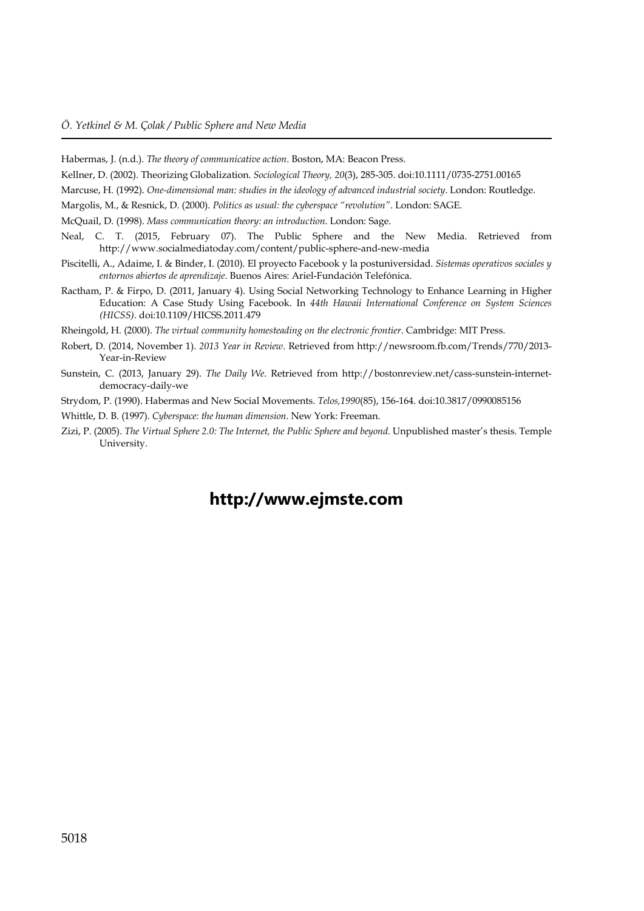Habermas, J. (n.d.). *The theory of communicative action*. Boston, MA: Beacon Press.

Kellner, D. (2002). Theorizing Globalization. *Sociological Theory, 20*(3), 285-305. doi:10.1111/0735-2751.00165

Marcuse, H. (1992). *One-dimensional man: studies in the ideology of advanced industrial society*. London: Routledge.

Margolis, M., & Resnick, D. (2000). *Politics as usual: the cyberspace "revolution"*. London: SAGE.

McQuail, D. (1998). *Mass communication theory: an introduction*. London: Sage.

Neal, C. T. (2015, February 07). The Public Sphere and the New Media. Retrieved from http://www.socialmediatoday.com/content/public-sphere-and-new-media

Piscitelli, A., Adaime, I. & Binder, I. (2010). El proyecto Facebook y la postuniversidad. *Sistemas operativos sociales y entornos abiertos de aprendizaje.* Buenos Aires: Ariel-Fundación Telefónica.

Ractham, P. & Firpo, D. (2011, January 4). Using Social Networking Technology to Enhance Learning in Higher Education: A Case Study Using Facebook. In *44th Hawaii International Conference on System Sciences (HICSS)*. doi:10.1109/HICSS.2011.479

Rheingold, H. (2000). *The virtual community homesteading on the electronic frontier*. Cambridge: MIT Press.

Robert, D. (2014, November 1). *2013 Year in Review*. Retrieved from http://newsroom.fb.com/Trends/770/2013-Year-in-Review

Sunstein, C. (2013, January 29). *The Daily We*. Retrieved from http://bostonreview.net/cass-sunstein-internet-democracy-daily-we

Strydom, P. (1990). Habermas and New Social Movements. *Telos,1990*(85), 156-164. doi:10.3817/0990085156

Whittle, D. B. (1997). *Cyberspace: the human dimension*. New York: Freeman.

Zizi, P. (2005). *The Virtual Sphere 2.0: The Internet, the Public Sphere and beyond.* Unpublished master's thesis. Temple University.

**http://www.ejmste.com**